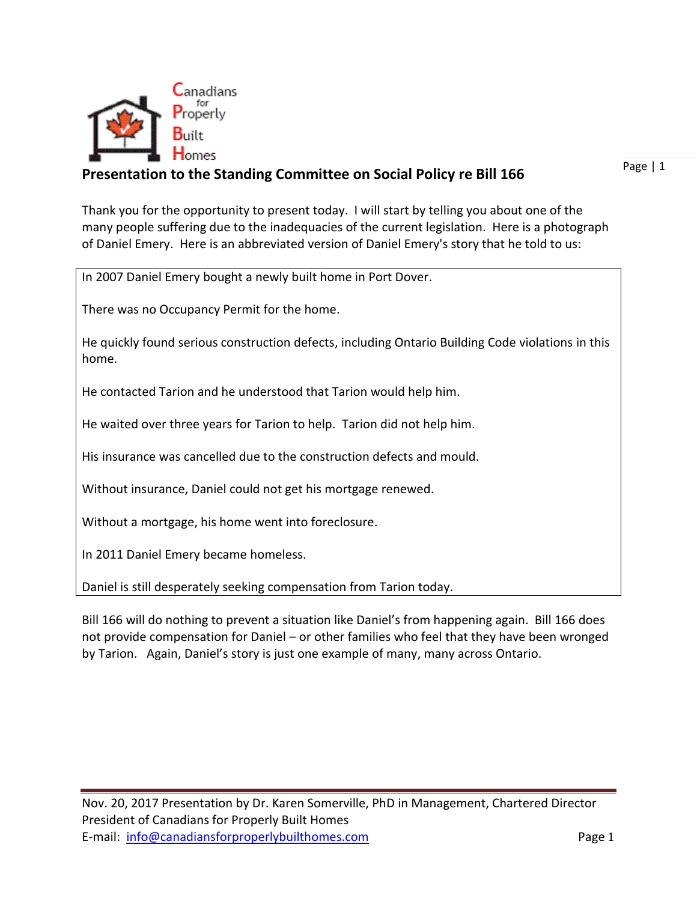Canadians for Properly Built Homes

## Presentation to the Standing Committee on Social Policy re Bill 166

Thank you for the opportunity to present today. I will start by telling you about one of the many people suffering due to the inadequacies of the current legislation. Here is a photograph of Daniel Emery. Here is an abbreviated version of Daniel Emery's story that he told to us:

> In 2007 Daniel Emery bought a newly built home in Port Dover.
>
> There was no Occupancy Permit for the home.
>
> He quickly found serious construction defects, including Ontario Building Code violations in this home.
>
> He contacted Tarion and he understood that Tarion would help him.
>
> He waited over three years for Tarion to help. Tarion did not help him.
>
> His insurance was cancelled due to the construction defects and mould.
>
> Without insurance, Daniel could not get his mortgage renewed.
>
> Without a mortgage, his home went into foreclosure.
>
> In 2011 Daniel Emery became homeless.
>
> Daniel is still desperately seeking compensation from Tarion today.

Bill 166 will do nothing to prevent a situation like Daniel's from happening again. Bill 166 does not provide compensation for Daniel – or other families who feel that they have been wronged by Tarion. Again, Daniel's story is just one example of many, many across Ontario.

Nov. 20, 2017 Presentation by Dr. Karen Somerville, PhD in Management, Chartered Director
President of Canadians for Properly Built Homes
E-mail: info@canadiansforproperlybuilthomes.com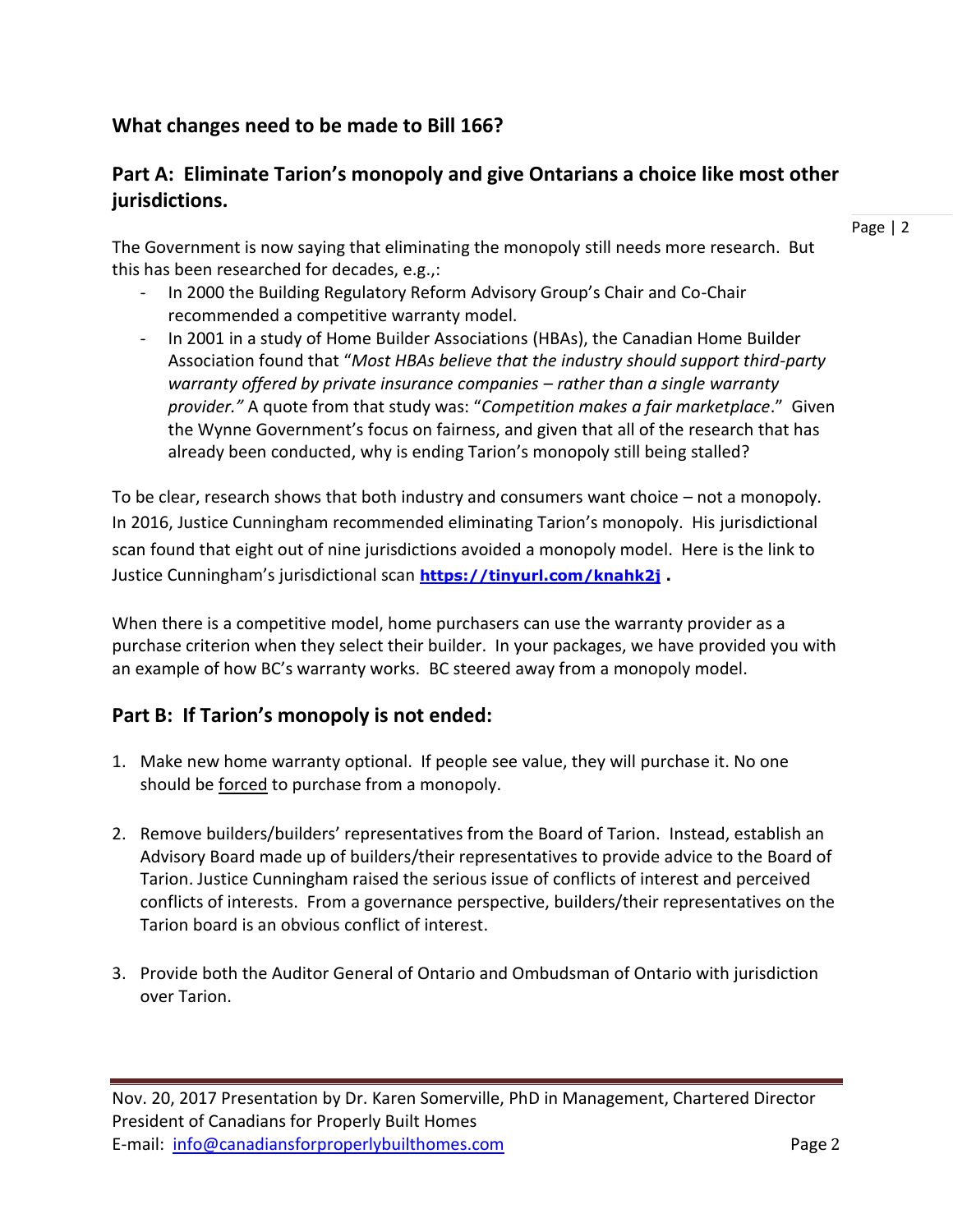## What changes need to be made to Bill 166?

### Part A: Eliminate Tarion's monopoly and give Ontarians a choice like most other jurisdictions.

The Government is now saying that eliminating the monopoly still needs more research. But this has been researched for decades, e.g.,:

- In 2000 the Building Regulatory Reform Advisory Group's Chair and Co-Chair recommended a competitive warranty model.
- In 2001 in a study of Home Builder Associations (HBAs), the Canadian Home Builder Association found that "*Most HBAs believe that the industry should support third-party warranty offered by private insurance companies – rather than a single warranty provider.*" A quote from that study was: "*Competition makes a fair marketplace*." Given the Wynne Government's focus on fairness, and given that all of the research that has already been conducted, why is ending Tarion's monopoly still being stalled?

To be clear, research shows that both industry and consumers want choice – not a monopoly. In 2016, Justice Cunningham recommended eliminating Tarion's monopoly. His jurisdictional scan found that eight out of nine jurisdictions avoided a monopoly model. Here is the link to Justice Cunningham's jurisdictional scan **https://tinyurl.com/knahk2j** .

When there is a competitive model, home purchasers can use the warranty provider as a purchase criterion when they select their builder. In your packages, we have provided you with an example of how BC's warranty works. BC steered away from a monopoly model.

### Part B: If Tarion's monopoly is not ended:

1. Make new home warranty optional. If people see value, they will purchase it. No one should be forced to purchase from a monopoly.

2. Remove builders/builders' representatives from the Board of Tarion. Instead, establish an Advisory Board made up of builders/their representatives to provide advice to the Board of Tarion. Justice Cunningham raised the serious issue of conflicts of interest and perceived conflicts of interests. From a governance perspective, builders/their representatives on the Tarion board is an obvious conflict of interest.

3. Provide both the Auditor General of Ontario and Ombudsman of Ontario with jurisdiction over Tarion.

Nov. 20, 2017 Presentation by Dr. Karen Somerville, PhD in Management, Chartered Director
President of Canadians for Properly Built Homes
E-mail: info@canadiansforproperlybuilthomes.com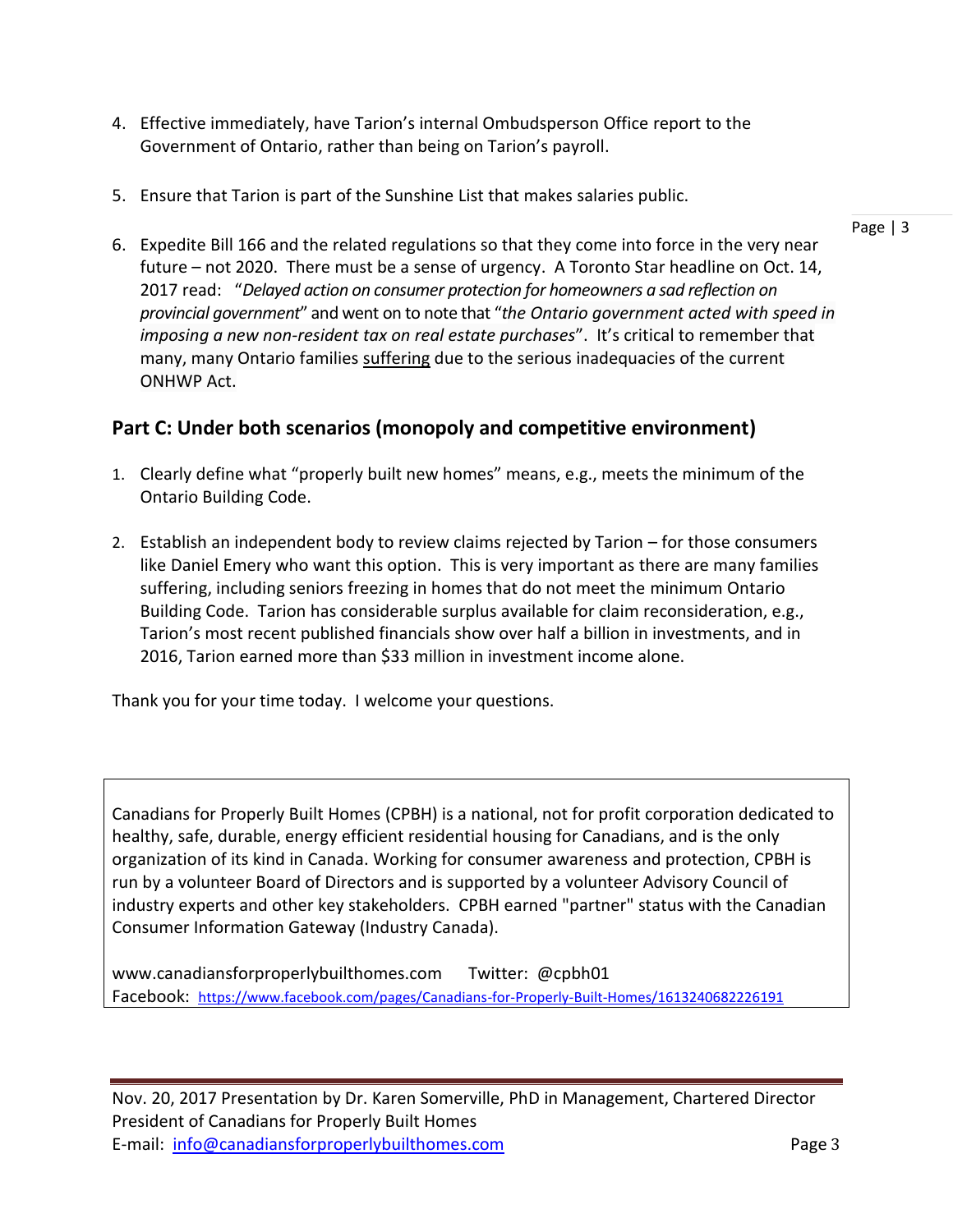4. Effective immediately, have Tarion's internal Ombudsperson Office report to the Government of Ontario, rather than being on Tarion's payroll.

5. Ensure that Tarion is part of the Sunshine List that makes salaries public.

6. Expedite Bill 166 and the related regulations so that they come into force in the very near future – not 2020. There must be a sense of urgency. A Toronto Star headline on Oct. 14, 2017 read: "*Delayed action on consumer protection for homeowners a sad reflection on provincial government*" and went on to note that "*the Ontario government acted with speed in imposing a new non-resident tax on real estate purchases*". It's critical to remember that many, many Ontario families suffering due to the serious inadequacies of the current ONHWP Act.

## Part C: Under both scenarios (monopoly and competitive environment)

1. Clearly define what "properly built new homes" means, e.g., meets the minimum of the Ontario Building Code.

2. Establish an independent body to review claims rejected by Tarion – for those consumers like Daniel Emery who want this option. This is very important as there are many families suffering, including seniors freezing in homes that do not meet the minimum Ontario Building Code. Tarion has considerable surplus available for claim reconsideration, e.g., Tarion's most recent published financials show over half a billion in investments, and in 2016, Tarion earned more than $33 million in investment income alone.

Thank you for your time today. I welcome your questions.

Canadians for Properly Built Homes (CPBH) is a national, not for profit corporation dedicated to healthy, safe, durable, energy efficient residential housing for Canadians, and is the only organization of its kind in Canada. Working for consumer awareness and protection, CPBH is run by a volunteer Board of Directors and is supported by a volunteer Advisory Council of industry experts and other key stakeholders. CPBH earned "partner" status with the Canadian Consumer Information Gateway (Industry Canada).

www.canadiansforproperlybuilthomes.com Twitter: @cpbh01
Facebook: https://www.facebook.com/pages/Canadians-for-Properly-Built-Homes/1613240682226191

Nov. 20, 2017 Presentation by Dr. Karen Somerville, PhD in Management, Chartered Director
President of Canadians for Properly Built Homes
E-mail: info@canadiansforproperlybuilthomes.com